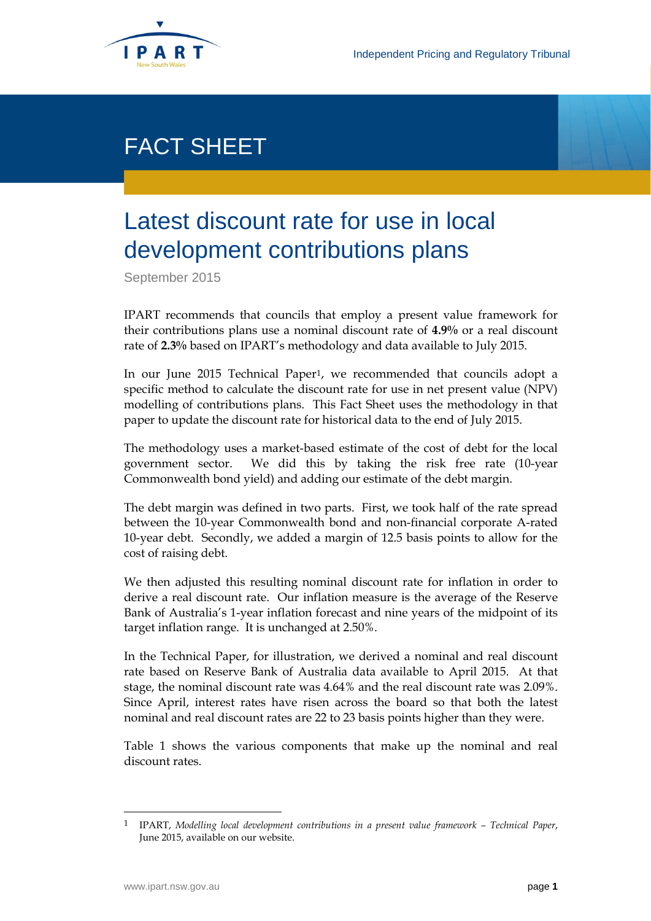FACT SHEET

# Latest discount rate for use in local development contributions plans

September 2015

IPART recommends that councils that employ a present value framework for their contributions plans use a nominal discount rate of **4.9%** or a real discount rate of **2.3%** based on IPART's methodology and data available to July 2015.

In our June 2015 Technical Paper[1], we recommended that councils adopt a specific method to calculate the discount rate for use in net present value (NPV) modelling of contributions plans. This Fact Sheet uses the methodology in that paper to update the discount rate for historical data to the end of July 2015.

The methodology uses a market-based estimate of the cost of debt for the local government sector. We did this by taking the risk free rate (10-year Commonwealth bond yield) and adding our estimate of the debt margin.

The debt margin was defined in two parts. First, we took half of the rate spread between the 10-year Commonwealth bond and non-financial corporate A-rated 10-year debt. Secondly, we added a margin of 12.5 basis points to allow for the cost of raising debt.

We then adjusted this resulting nominal discount rate for inflation in order to derive a real discount rate. Our inflation measure is the average of the Reserve Bank of Australia's 1-year inflation forecast and nine years of the midpoint of its target inflation range. It is unchanged at 2.50%.

In the Technical Paper, for illustration, we derived a nominal and real discount rate based on Reserve Bank of Australia data available to April 2015. At that stage, the nominal discount rate was 4.64% and the real discount rate was 2.09%. Since April, interest rates have risen across the board so that both the latest nominal and real discount rates are 22 to 23 basis points higher than they were.

Table 1 shows the various components that make up the nominal and real discount rates.

---

[1] IPART, *Modelling local development contributions in a present value framework – Technical Paper*, June 2015, available on our website.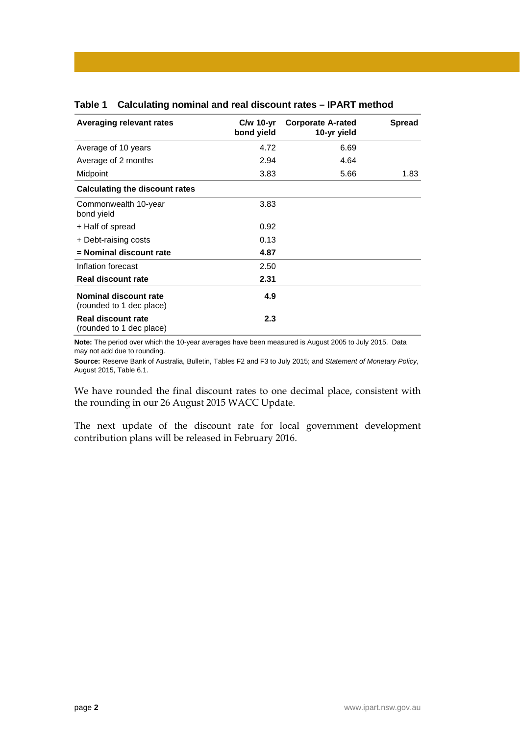**Table 1 Calculating nominal and real discount rates – IPART method**

| Averaging relevant rates | C/w 10-yr bond yield | Corporate A-rated 10-yr yield | Spread |
|---|---|---|---|
| Average of 10 years | 4.72 | 6.69 | |
| Average of 2 months | 2.94 | 4.64 | |
| Midpoint | 3.83 | 5.66 | 1.83 |
| **Calculating the discount rates** | | | |
| Commonwealth 10-year bond yield | 3.83 | | |
| + Half of spread | 0.92 | | |
| + Debt-raising costs | 0.13 | | |
| **= Nominal discount rate** | **4.87** | | |
| Inflation forecast | 2.50 | | |
| **Real discount rate** | **2.31** | | |
| **Nominal discount rate** (rounded to 1 dec place) | **4.9** | | |
| **Real discount rate** (rounded to 1 dec place) | **2.3** | | |

**Note:** The period over which the 10-year averages have been measured is August 2005 to July 2015. Data may not add due to rounding.

**Source:** Reserve Bank of Australia, Bulletin, Tables F2 and F3 to July 2015; and *Statement of Monetary Policy*, August 2015, Table 6.1.

We have rounded the final discount rates to one decimal place, consistent with the rounding in our 26 August 2015 WACC Update.

The next update of the discount rate for local government development contribution plans will be released in February 2016.